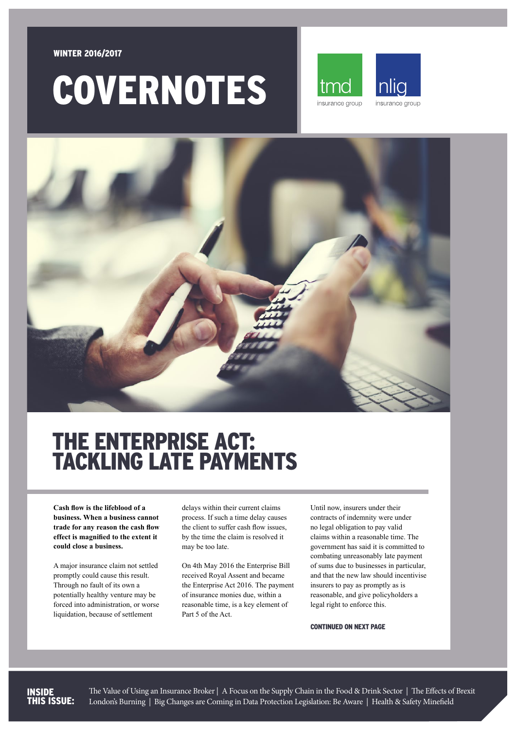WINTER 2016/2017

# COVERNOTES

tmd insurance group

nlig insurance group

## THE ENTERPRISE ACT: TACKLING LATE PAYMENTS

**Cash flow is the lifeblood of a business. When a business cannot trade for any reason the cash flow effect is magnified to the extent it could close a business.**

A major insurance claim not settled promptly could cause this result. Through no fault of its own a potentially healthy venture may be forced into administration, or worse liquidation, because of settlement delays within their current claims process. If such a time delay causes the client to suffer cash flow issues, by the time the claim is resolved it may be too late.

On 4th May 2016 the Enterprise Bill received Royal Assent and became the Enterprise Act 2016. The payment of insurance monies due, within a reasonable time, is a key element of Part 5 of the Act.

Until now, insurers under their contracts of indemnity were under no legal obligation to pay valid claims within a reasonable time. The government has said it is committed to combating unreasonably late payment of sums due to businesses in particular, and that the new law should incentivise insurers to pay as promptly as is reasonable, and give policyholders a legal right to enforce this.

**CONTINUED ON NEXT PAGE**

**INSIDE THIS ISSUE:** The Value of Using an Insurance Broker | A Focus on the Supply Chain in the Food & Drink Sector | The Effects of Brexit | London's Burning | Big Changes are Coming in Data Protection Legislation: Be Aware | Health & Safety Minefield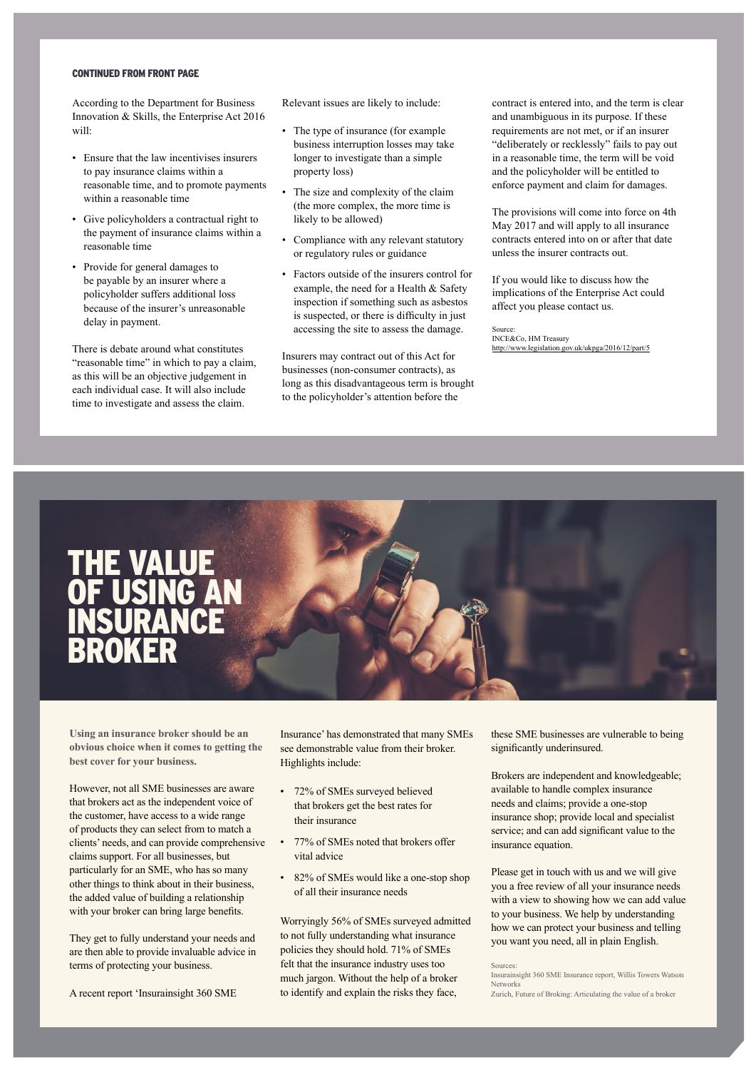**CONTINUED FROM FRONT PAGE**

According to the Department for Business Innovation & Skills, the Enterprise Act 2016 will:

- Ensure that the law incentivises insurers to pay insurance claims within a reasonable time, and to promote payments within a reasonable time
- Give policyholders a contractual right to the payment of insurance claims within a reasonable time
- Provide for general damages to be payable by an insurer where a policyholder suffers additional loss because of the insurer's unreasonable delay in payment.

There is debate around what constitutes "reasonable time" in which to pay a claim, as this will be an objective judgement in each individual case. It will also include time to investigate and assess the claim.

Relevant issues are likely to include:

- The type of insurance (for example business interruption losses may take longer to investigate than a simple property loss)
- The size and complexity of the claim (the more complex, the more time is likely to be allowed)
- Compliance with any relevant statutory or regulatory rules or guidance
- Factors outside of the insurers control for example, the need for a Health & Safety inspection if something such as asbestos is suspected, or there is difficulty in just accessing the site to assess the damage.

Insurers may contract out of this Act for businesses (non-consumer contracts), as long as this disadvantageous term is brought to the policyholder's attention before the contract is entered into, and the term is clear and unambiguous in its purpose. If these requirements are not met, or if an insurer "deliberately or recklessly" fails to pay out in a reasonable time, the term will be void and the policyholder will be entitled to enforce payment and claim for damages.

The provisions will come into force on 4th May 2017 and will apply to all insurance contracts entered into on or after that date unless the insurer contracts out.

If you would like to discuss how the implications of the Enterprise Act could affect you please contact us.

Source:
INCE&Co, HM Treasury
http://www.legislation.gov.uk/ukpga/2016/12/part/5

# THE VALUE OF USING AN INSURANCE BROKER

**Using an insurance broker should be an obvious choice when it comes to getting the best cover for your business.**

However, not all SME businesses are aware that brokers act as the independent voice of the customer, have access to a wide range of products they can select from to match a clients' needs, and can provide comprehensive claims support. For all businesses, but particularly for an SME, who has so many other things to think about in their business, the added value of building a relationship with your broker can bring large benefits.

They get to fully understand your needs and are then able to provide invaluable advice in terms of protecting your business.

A recent report 'Insurainsight 360 SME Insurance' has demonstrated that many SMEs see demonstrable value from their broker. Highlights include:

- 72% of SMEs surveyed believed that brokers get the best rates for their insurance
- 77% of SMEs noted that brokers offer vital advice
- 82% of SMEs would like a one-stop shop of all their insurance needs

Worryingly 56% of SMEs surveyed admitted to not fully understanding what insurance policies they should hold. 71% of SMEs felt that the insurance industry uses too much jargon. Without the help of a broker to identify and explain the risks they face, these SME businesses are vulnerable to being significantly underinsured.

Brokers are independent and knowledgeable; available to handle complex insurance needs and claims; provide a one-stop insurance shop; provide local and specialist service; and can add significant value to the insurance equation.

Please get in touch with us and we will give you a free review of all your insurance needs with a view to showing how we can add value to your business. We help by understanding how we can protect your business and telling you want you need, all in plain English.

Sources:
Insurainsight 360 SME Insurance report, Willis Towers Watson Networks
Zurich, Future of Broking: Articulating the value of a broker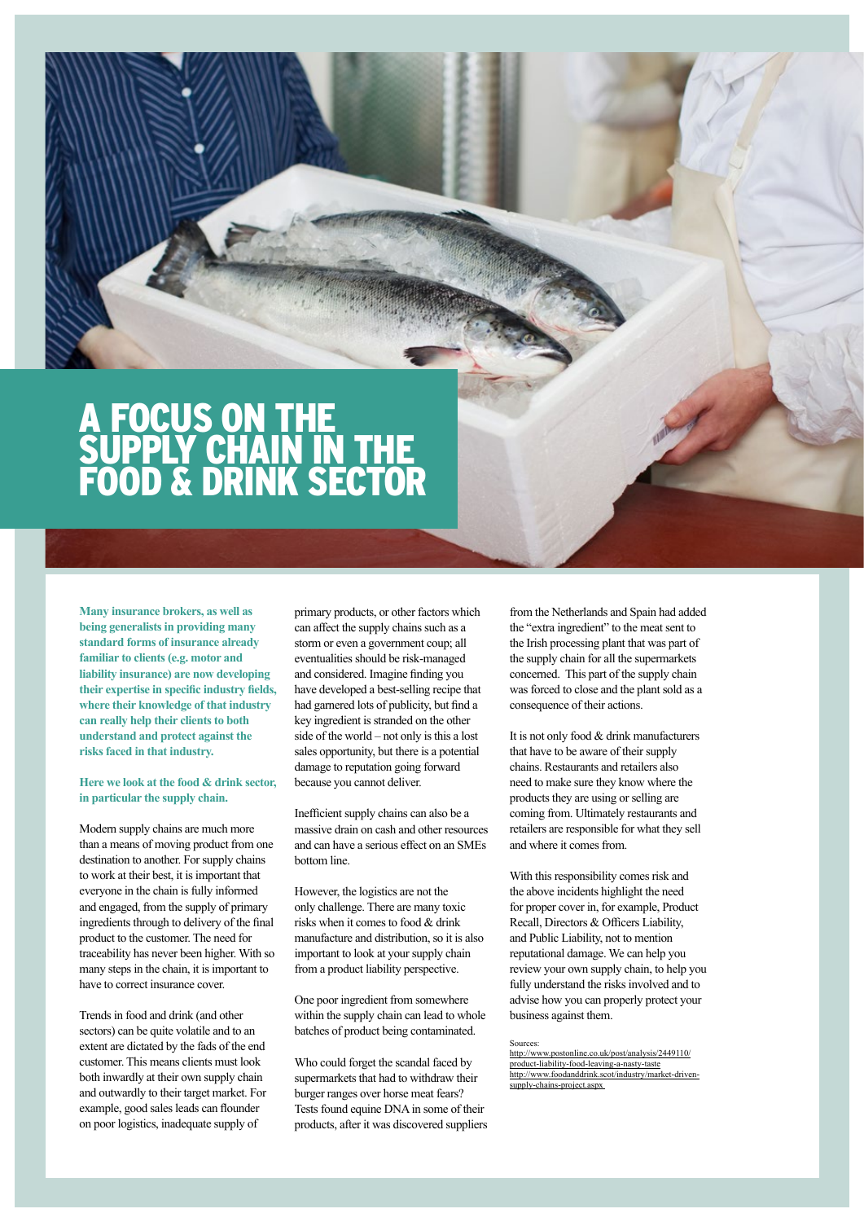# A FOCUS ON THE SUPPLY CHAIN IN THE FOOD & DRINK SECTOR

**Many insurance brokers, as well as being generalists in providing many standard forms of insurance already familiar to clients (e.g. motor and liability insurance) are now developing their expertise in specific industry fields, where their knowledge of that industry can really help their clients to both understand and protect against the risks faced in that industry.**

**Here we look at the food & drink sector, in particular the supply chain.**

Modern supply chains are much more than a means of moving product from one destination to another. For supply chains to work at their best, it is important that everyone in the chain is fully informed and engaged, from the supply of primary ingredients through to delivery of the final product to the customer. The need for traceability has never been higher. With so many steps in the chain, it is important to have to correct insurance cover.

Trends in food and drink (and other sectors) can be quite volatile and to an extent are dictated by the fads of the end customer. This means clients must look both inwardly at their own supply chain and outwardly to their target market. For example, good sales leads can flounder on poor logistics, inadequate supply of primary products, or other factors which can affect the supply chains such as a storm or even a government coup; all eventualities should be risk-managed and considered. Imagine finding you have developed a best-selling recipe that had garnered lots of publicity, but find a key ingredient is stranded on the other side of the world – not only is this a lost sales opportunity, but there is a potential damage to reputation going forward because you cannot deliver.

Inefficient supply chains can also be a massive drain on cash and other resources and can have a serious effect on an SMEs bottom line.

However, the logistics are not the only challenge. There are many toxic risks when it comes to food & drink manufacture and distribution, so it is also important to look at your supply chain from a product liability perspective.

One poor ingredient from somewhere within the supply chain can lead to whole batches of product being contaminated.

Who could forget the scandal faced by supermarkets that had to withdraw their burger ranges over horse meat fears? Tests found equine DNA in some of their products, after it was discovered suppliers from the Netherlands and Spain had added the "extra ingredient" to the meat sent to the Irish processing plant that was part of the supply chain for all the supermarkets concerned. This part of the supply chain was forced to close and the plant sold as a consequence of their actions.

It is not only food & drink manufacturers that have to be aware of their supply chains. Restaurants and retailers also need to make sure they know where the products they are using or selling are coming from. Ultimately restaurants and retailers are responsible for what they sell and where it comes from.

With this responsibility comes risk and the above incidents highlight the need for proper cover in, for example, Product Recall, Directors & Officers Liability, and Public Liability, not to mention reputational damage. We can help you review your own supply chain, to help you fully understand the risks involved and to advise how you can properly protect your business against them.

Sources:
http://www.postonline.co.uk/post/analysis/2449110/product-liability-food-leaving-a-nasty-taste
http://www.foodanddrink.scot/industry/market-driven-supply-chains-project.aspx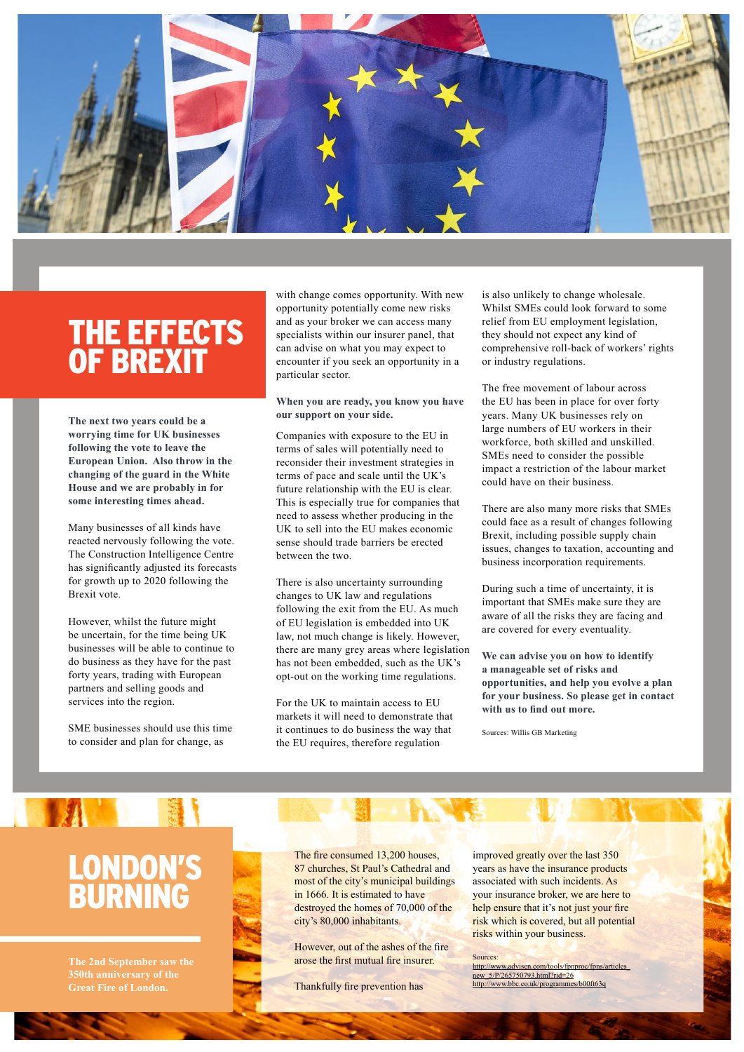# THE EFFECTS OF BREXIT

**The next two years could be a worrying time for UK businesses following the vote to leave the European Union. Also throw in the changing of the guard in the White House and we are probably in for some interesting times ahead.**

Many businesses of all kinds have reacted nervously following the vote. The Construction Intelligence Centre has significantly adjusted its forecasts for growth up to 2020 following the Brexit vote.

However, whilst the future might be uncertain, for the time being UK businesses will be able to continue to do business as they have for the past forty years, trading with European partners and selling goods and services into the region.

SME businesses should use this time to consider and plan for change, as with change comes opportunity. With new opportunity potentially come new risks and as your broker we can access many specialists within our insurer panel, that can advise on what you may expect to encounter if you seek an opportunity in a particular sector.

**When you are ready, you know you have our support on your side.**

Companies with exposure to the EU in terms of sales will potentially need to reconsider their investment strategies in terms of pace and scale until the UK's future relationship with the EU is clear. This is especially true for companies that need to assess whether producing in the UK to sell into the EU makes economic sense should trade barriers be erected between the two.

There is also uncertainty surrounding changes to UK law and regulations following the exit from the EU. As much of EU legislation is embedded into UK law, not much change is likely. However, there are many grey areas where legislation has not been embedded, such as the UK's opt-out on the working time regulations.

For the UK to maintain access to EU markets it will need to demonstrate that it continues to do business the way that the EU requires, therefore regulation is also unlikely to change wholesale. Whilst SMEs could look forward to some relief from EU employment legislation, they should not expect any kind of comprehensive roll-back of workers' rights or industry regulations.

The free movement of labour across the EU has been in place for over forty years. Many UK businesses rely on large numbers of EU workers in their workforce, both skilled and unskilled. SMEs need to consider the possible impact a restriction of the labour market could have on their business.

There are also many more risks that SMEs could face as a result of changes following Brexit, including possible supply chain issues, changes to taxation, accounting and business incorporation requirements.

During such a time of uncertainty, it is important that SMEs make sure they are aware of all the risks they are facing and are covered for every eventuality.

**We can advise you on how to identify a manageable set of risks and opportunities, and help you evolve a plan for your business. So please get in contact with us to find out more.**

Sources: Willis GB Marketing

# LONDON'S BURNING

**The 2nd September saw the 350th anniversary of the Great Fire of London.**

The fire consumed 13,200 houses, 87 churches, St Paul's Cathedral and most of the city's municipal buildings in 1666. It is estimated to have destroyed the homes of 70,000 of the city's 80,000 inhabitants.

However, out of the ashes of the fire arose the first mutual fire insurer.

Thankfully fire prevention has improved greatly over the last 350 years as have the insurance products associated with such incidents. As your insurance broker, we are here to help ensure that it's not just your fire risk which is covered, but all potential risks within your business.

Sources:
http://www.advisen.com/tools/fpnproc/fpns/articles_new_5/P/265750793.html?rid=26
http://www.bbc.co.uk/programmes/b00ft63q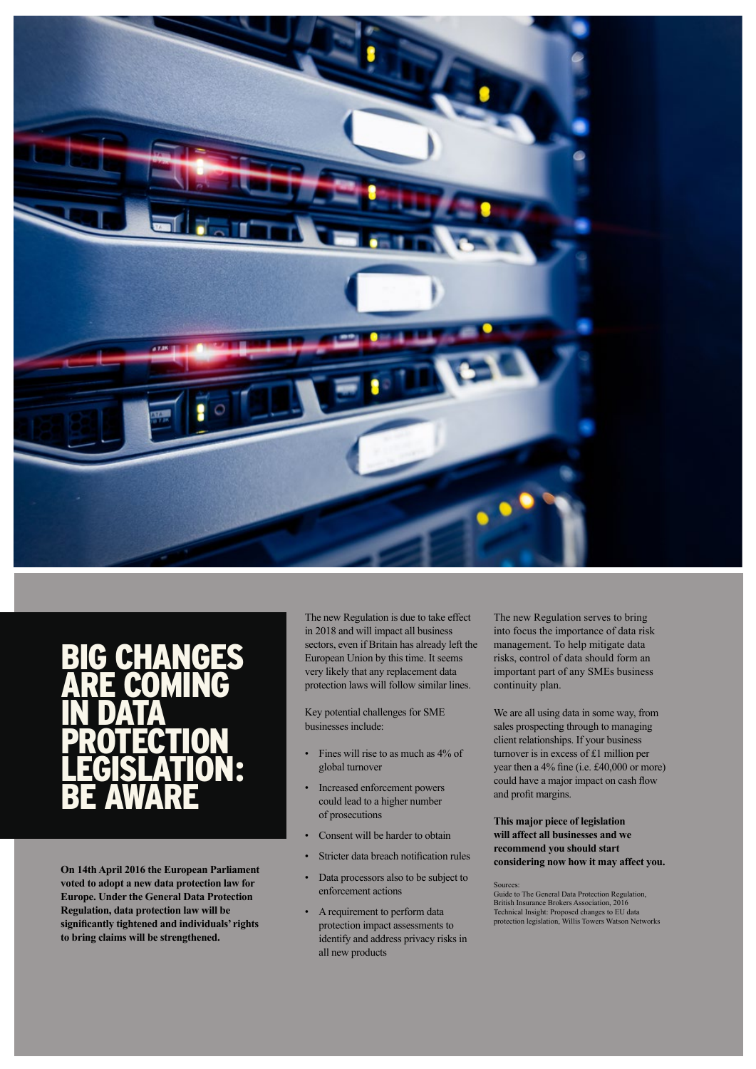# BIG CHANGES ARE COMING IN DATA PROTECTION LEGISLATION: BE AWARE

**On 14th April 2016 the European Parliament voted to adopt a new data protection law for Europe. Under the General Data Protection Regulation, data protection law will be significantly tightened and individuals' rights to bring claims will be strengthened.**

The new Regulation is due to take effect in 2018 and will impact all business sectors, even if Britain has already left the European Union by this time. It seems very likely that any replacement data protection laws will follow similar lines.

Key potential challenges for SME businesses include:

- Fines will rise to as much as 4% of global turnover
- Increased enforcement powers could lead to a higher number of prosecutions
- Consent will be harder to obtain
- Stricter data breach notification rules
- Data processors also to be subject to enforcement actions
- A requirement to perform data protection impact assessments to identify and address privacy risks in all new products

The new Regulation serves to bring into focus the importance of data risk management. To help mitigate data risks, control of data should form an important part of any SMEs business continuity plan.

We are all using data in some way, from sales prospecting through to managing client relationships. If your business turnover is in excess of £1 million per year then a 4% fine (i.e. £40,000 or more) could have a major impact on cash flow and profit margins.

**This major piece of legislation will affect all businesses and we recommend you should start considering now how it may affect you.**

Sources:
Guide to The General Data Protection Regulation, British Insurance Brokers Association, 2016
Technical Insight: Proposed changes to EU data protection legislation, Willis Towers Watson Networks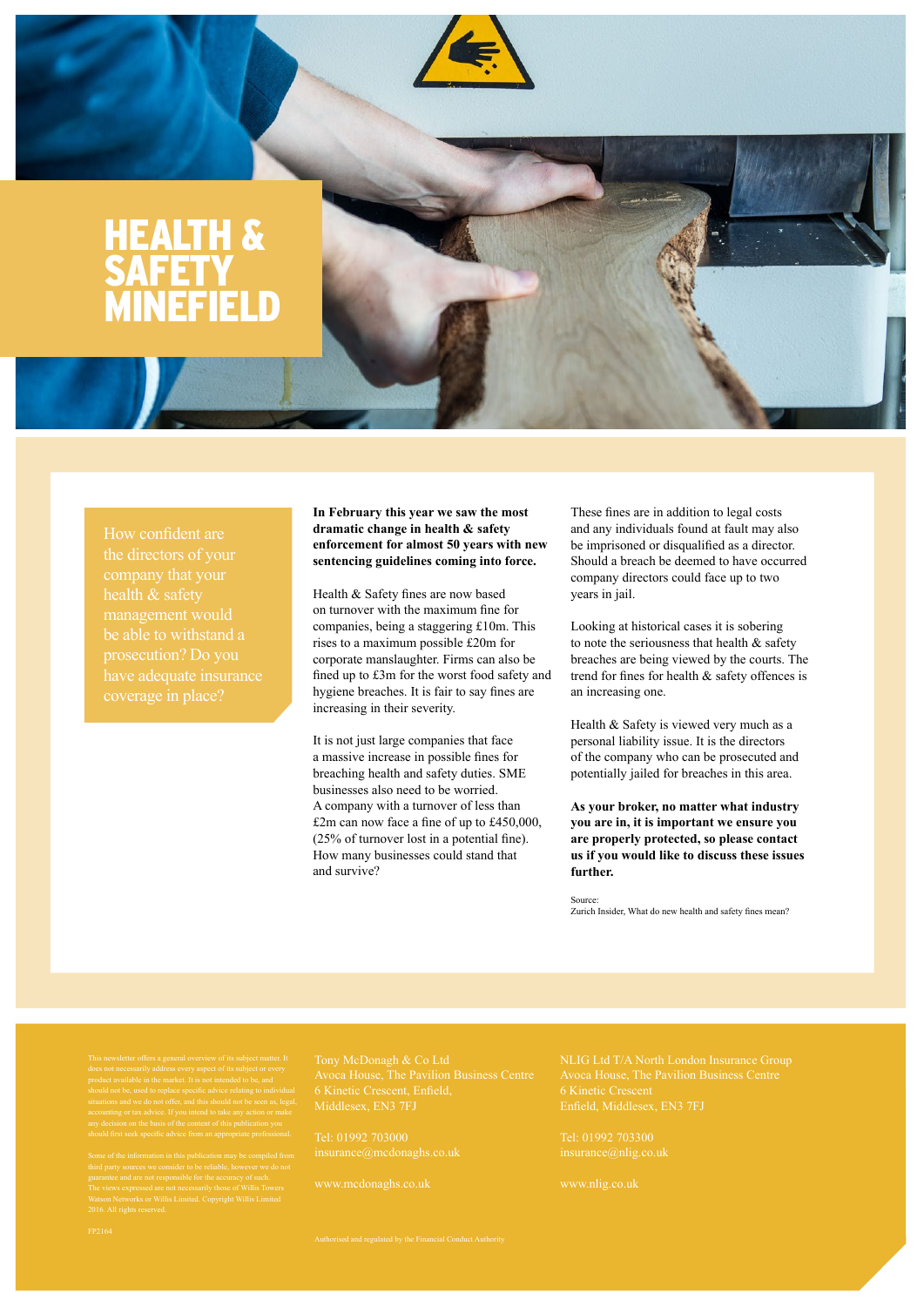# HEALTH & SAFETY MINEFIELD

How confident are the directors of your company that your health & safety management would be able to withstand a prosecution? Do you have adequate insurance coverage in place?

**In February this year we saw the most dramatic change in health & safety enforcement for almost 50 years with new sentencing guidelines coming into force.**

Health & Safety fines are now based on turnover with the maximum fine for companies, being a staggering £10m. This rises to a maximum possible £20m for corporate manslaughter. Firms can also be fined up to £3m for the worst food safety and hygiene breaches. It is fair to say fines are increasing in their severity.

It is not just large companies that face a massive increase in possible fines for breaching health and safety duties. SME businesses also need to be worried. A company with a turnover of less than £2m can now face a fine of up to £450,000, (25% of turnover lost in a potential fine). How many businesses could stand that and survive?

These fines are in addition to legal costs and any individuals found at fault may also be imprisoned or disqualified as a director. Should a breach be deemed to have occurred company directors could face up to two years in jail.

Looking at historical cases it is sobering to note the seriousness that health & safety breaches are being viewed by the courts. The trend for fines for health & safety offences is an increasing one.

Health & Safety is viewed very much as a personal liability issue. It is the directors of the company who can be prosecuted and potentially jailed for breaches in this area.

**As your broker, no matter what industry you are in, it is important we ensure you are properly protected, so please contact us if you would like to discuss these issues further.**

Source:
Zurich Insider, What do new health and safety fines mean?

This newsletter offers a general overview of its subject matter. It does not necessarily address every aspect of its subject or every product available in the market. It is not intended to be, and should not be, used to replace specific advice relating to individual situations and we do not offer, and this should not be seen as, legal, accounting or tax advice. If you intend to take any action or make any decision on the basis of the content of this publication you should first seek specific advice from an appropriate professional.

Some of the information in this publication may be compiled from third party sources we consider to be reliable, however we do not guarantee and are not responsible for the accuracy of such. The views expressed are not necessarily those of Willis Towers Watson Networks or Willis Limited. Copyright Willis Limited 2016. All rights reserved.

FP2164

Tony McDonagh & Co Ltd
Avoca House, The Pavilion Business Centre
6 Kinetic Crescent, Enfield,
Middlesex, EN3 7FJ

Tel: 01992 703000
insurance@mcdonaghs.co.uk

www.mcdonaghs.co.uk

NLIG Ltd T/A North London Insurance Group
Avoca House, The Pavilion Business Centre
6 Kinetic Crescent
Enfield, Middlesex, EN3 7FJ

Tel: 01992 703300
insurance@nlig.co.uk

www.nlig.co.uk

Authorised and regulated by the Financial Conduct Authority